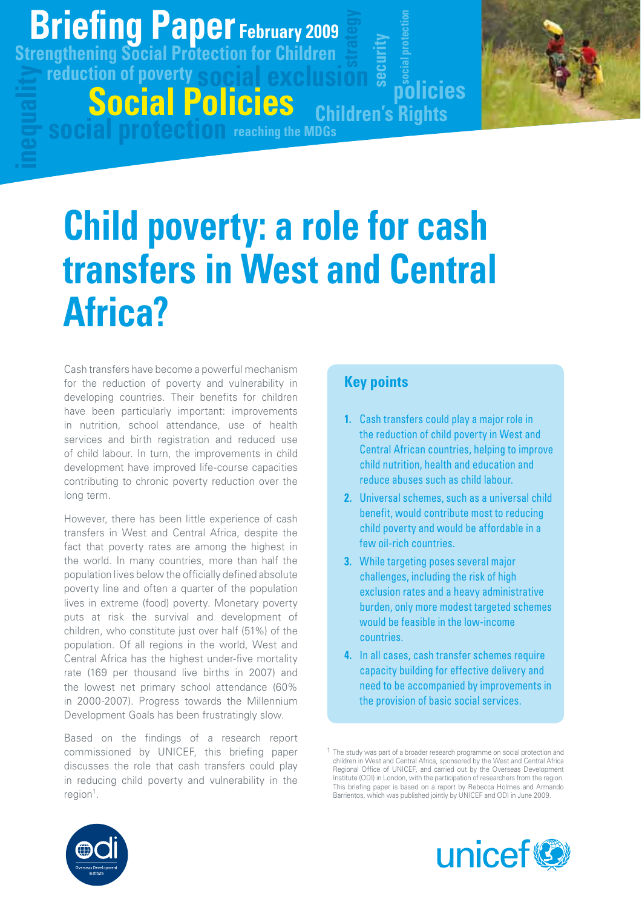Briefing Paper February 2009

Strengthening Social Protection for Children

Social Policies

# Child poverty: a role for cash transfers in West and Central Africa?

Cash transfers have become a powerful mechanism for the reduction of poverty and vulnerability in developing countries. Their benefits for children have been particularly important: improvements in nutrition, school attendance, use of health services and birth registration and reduced use of child labour. In turn, the improvements in child development have improved life-course capacities contributing to chronic poverty reduction over the long term.

However, there has been little experience of cash transfers in West and Central Africa, despite the fact that poverty rates are among the highest in the world. In many countries, more than half the population lives below the officially defined absolute poverty line and often a quarter of the population lives in extreme (food) poverty. Monetary poverty puts at risk the survival and development of children, who constitute just over half (51%) of the population. Of all regions in the world, West and Central Africa has the highest under-five mortality rate (169 per thousand live births in 2007) and the lowest net primary school attendance (60% in 2000-2007). Progress towards the Millennium Development Goals has been frustratingly slow.

Based on the findings of a research report commissioned by UNICEF, this briefing paper discusses the role that cash transfers could play in reducing child poverty and vulnerability in the region[1].

## Key points

1. Cash transfers could play a major role in the reduction of child poverty in West and Central African countries, helping to improve child nutrition, health and education and reduce abuses such as child labour.
2. Universal schemes, such as a universal child benefit, would contribute most to reducing child poverty and would be affordable in a few oil-rich countries.
3. While targeting poses several major challenges, including the risk of high exclusion rates and a heavy administrative burden, only more modest targeted schemes would be feasible in the low-income countries.
4. In all cases, cash transfer schemes require capacity building for effective delivery and need to be accompanied by improvements in the provision of basic social services.

[1] The study was part of a broader research programme on social protection and children in West and Central Africa, sponsored by the West and Central Africa Regional Office of UNICEF, and carried out by the Overseas Development Institute (ODI) in London, with the participation of researchers from the region. This briefing paper is based on a report by Rebecca Holmes and Armando Barrientos, which was published jointly by UNICEF and ODI in June 2009.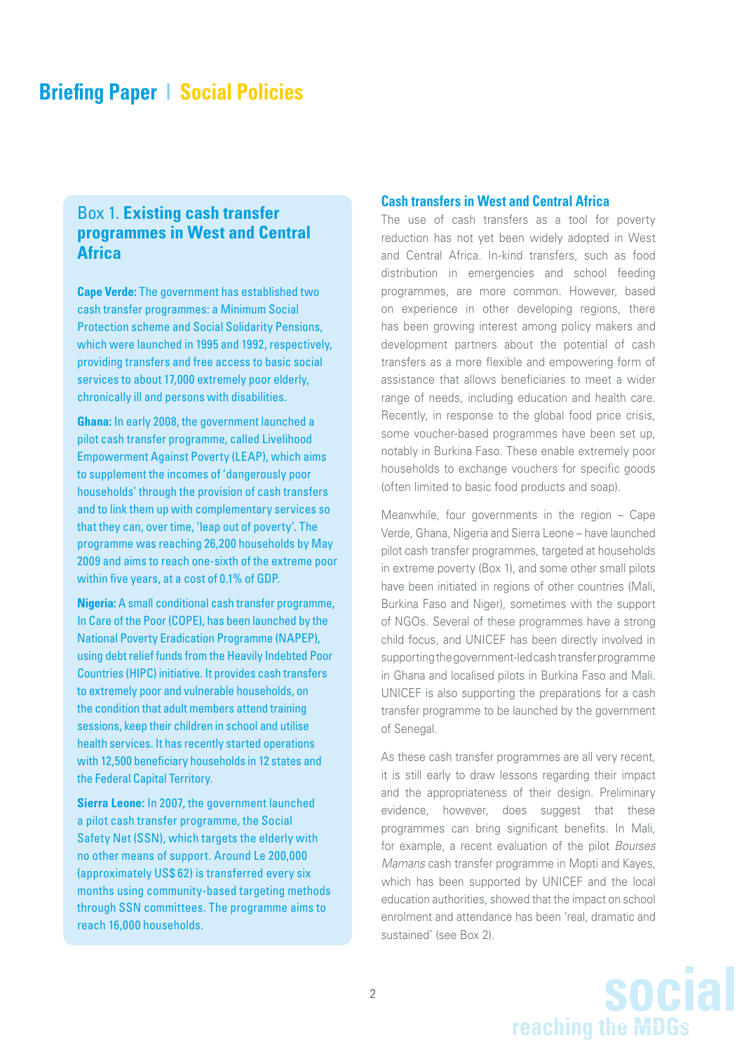## Box 1. Existing cash transfer programmes in West and Central Africa

**Cape Verde:** The government has established two cash transfer programmes: a Minimum Social Protection scheme and Social Solidarity Pensions, which were launched in 1995 and 1992, respectively, providing transfers and free access to basic social services to about 17,000 extremely poor elderly, chronically ill and persons with disabilities.

**Ghana:** In early 2008, the government launched a pilot cash transfer programme, called Livelihood Empowerment Against Poverty (LEAP), which aims to supplement the incomes of 'dangerously poor households' through the provision of cash transfers and to link them up with complementary services so that they can, over time, 'leap out of poverty'. The programme was reaching 26,200 households by May 2009 and aims to reach one-sixth of the extreme poor within five years, at a cost of 0.1% of GDP.

**Nigeria:** A small conditional cash transfer programme, In Care of the Poor (COPE), has been launched by the National Poverty Eradication Programme (NAPEP), using debt relief funds from the Heavily Indebted Poor Countries (HIPC) initiative. It provides cash transfers to extremely poor and vulnerable households, on the condition that adult members attend training sessions, keep their children in school and utilise health services. It has recently started operations with 12,500 beneficiary households in 12 states and the Federal Capital Territory.

**Sierra Leone:** In 2007, the government launched a pilot cash transfer programme, the Social Safety Net (SSN), which targets the elderly with no other means of support. Around Le 200,000 (approximately US$ 62) is transferred every six months using community-based targeting methods through SSN committees. The programme aims to reach 16,000 households.

## Cash transfers in West and Central Africa

The use of cash transfers as a tool for poverty reduction has not yet been widely adopted in West and Central Africa. In-kind transfers, such as food distribution in emergencies and school feeding programmes, are more common. However, based on experience in other developing regions, there has been growing interest among policy makers and development partners about the potential of cash transfers as a more flexible and empowering form of assistance that allows beneficiaries to meet a wider range of needs, including education and health care. Recently, in response to the global food price crisis, some voucher-based programmes have been set up, notably in Burkina Faso. These enable extremely poor households to exchange vouchers for specific goods (often limited to basic food products and soap).

Meanwhile, four governments in the region – Cape Verde, Ghana, Nigeria and Sierra Leone – have launched pilot cash transfer programmes, targeted at households in extreme poverty (Box 1), and some other small pilots have been initiated in regions of other countries (Mali, Burkina Faso and Niger), sometimes with the support of NGOs. Several of these programmes have a strong child focus, and UNICEF has been directly involved in supporting the government-led cash transfer programme in Ghana and localised pilots in Burkina Faso and Mali. UNICEF is also supporting the preparations for a cash transfer programme to be launched by the government of Senegal.

As these cash transfer programmes are all very recent, it is still early to draw lessons regarding their impact and the appropriateness of their design. Preliminary evidence, however, does suggest that these programmes can bring significant benefits. In Mali, for example, a recent evaluation of the pilot *Bourses Mamans* cash transfer programme in Mopti and Kayes, which has been supported by UNICEF and the local education authorities, showed that the impact on school enrolment and attendance has been 'real, dramatic and sustained' (see Box 2).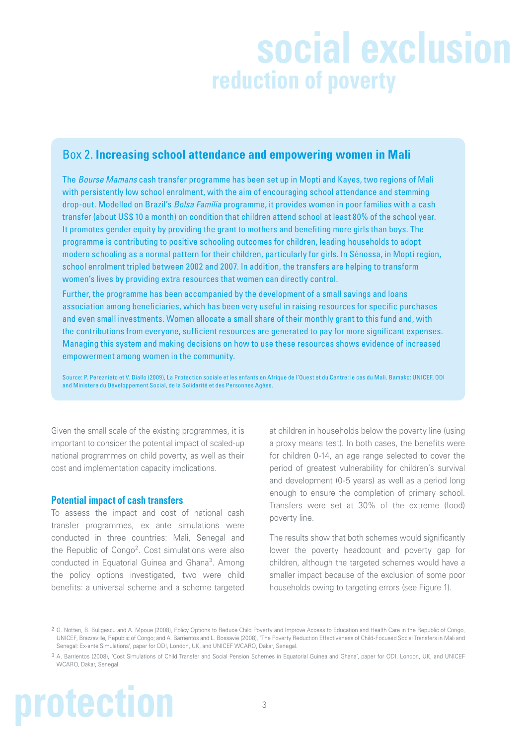## Box 2. **Increasing school attendance and empowering women in Mali**

The *Bourse Mamans* cash transfer programme has been set up in Mopti and Kayes, two regions of Mali with persistently low school enrolment, with the aim of encouraging school attendance and stemming drop-out. Modelled on Brazil's *Bolsa Família* programme, it provides women in poor families with a cash transfer (about US$ 10 a month) on condition that children attend school at least 80% of the school year. It promotes gender equity by providing the grant to mothers and benefiting more girls than boys. The programme is contributing to positive schooling outcomes for children, leading households to adopt modern schooling as a normal pattern for their children, particularly for girls. In Sénossa, in Mopti region, school enrolment tripled between 2002 and 2007. In addition, the transfers are helping to transform women's lives by providing extra resources that women can directly control.

Further, the programme has been accompanied by the development of a small savings and loans association among beneficiaries, which has been very useful in raising resources for specific purchases and even small investments. Women allocate a small share of their monthly grant to this fund and, with the contributions from everyone, sufficient resources are generated to pay for more significant expenses. Managing this system and making decisions on how to use these resources shows evidence of increased empowerment among women in the community.

Source: P. Pereznieto et V. Diallo (2009), La Protection sociale et les enfants en Afrique de l'Ouest et du Centre: le cas du Mali. Bamako: UNICEF, ODI and Ministere du Développement Social, de la Solidarité et des Personnes Agées.

Given the small scale of the existing programmes, it is important to consider the potential impact of scaled-up national programmes on child poverty, as well as their cost and implementation capacity implications.

### Potential impact of cash transfers

To assess the impact and cost of national cash transfer programmes, ex ante simulations were conducted in three countries: Mali, Senegal and the Republic of Congo[2]. Cost simulations were also conducted in Equatorial Guinea and Ghana[3]. Among the policy options investigated, two were child benefits: a universal scheme and a scheme targeted at children in households below the poverty line (using a proxy means test). In both cases, the benefits were for children 0-14, an age range selected to cover the period of greatest vulnerability for children's survival and development (0-5 years) as well as a period long enough to ensure the completion of primary school. Transfers were set at 30% of the extreme (food) poverty line.

The results show that both schemes would significantly lower the poverty headcount and poverty gap for children, although the targeted schemes would have a smaller impact because of the exclusion of some poor households owing to targeting errors (see Figure 1).

[2] G. Notten, B. Buligescu and A. Mpoue (2008), Policy Options to Reduce Child Poverty and Improve Access to Education and Health Care in the Republic of Congo, UNICEF, Brazzaville, Republic of Congo; and A. Barrientos and L. Bossavie (2008), 'The Poverty Reduction Effectiveness of Child-Focused Social Transfers in Mali and Senegal: Ex-ante Simulations', paper for ODI, London, UK, and UNICEF WCARO, Dakar, Senegal.

[3] A. Barrientos (2008), 'Cost Simulations of Child Transfer and Social Pension Schemes in Equatorial Guinea and Ghana', paper for ODI, London, UK, and UNICEF WCARO, Dakar, Senegal.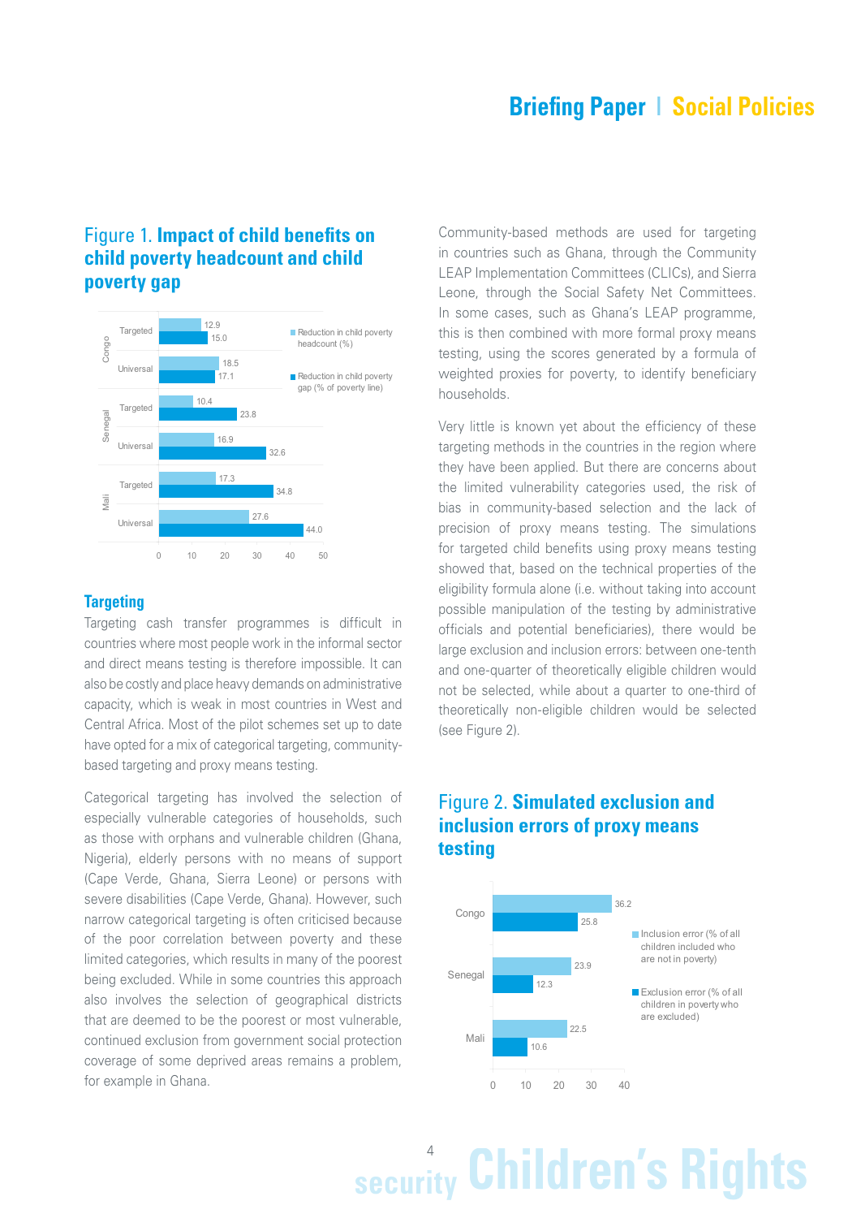## Figure 1. **Impact of child benefits on child poverty headcount and child poverty gap**

| Country | Scheme | Reduction in child poverty headcount (%) | Reduction in child poverty gap (% of poverty line) |
|---|---|---|---|
| Congo | Targeted | 12.9 | 15.0 |
| Congo | Universal | 18.5 | 17.1 |
| Senegal | Targeted | 10.4 | 23.8 |
| Senegal | Universal | 16.9 | 32.6 |
| Mali | Targeted | 17.3 | 34.8 |
| Mali | Universal | 27.6 | 44.0 |

### Targeting

Targeting cash transfer programmes is difficult in countries where most people work in the informal sector and direct means testing is therefore impossible. It can also be costly and place heavy demands on administrative capacity, which is weak in most countries in West and Central Africa. Most of the pilot schemes set up to date have opted for a mix of categorical targeting, community-based targeting and proxy means testing.

Categorical targeting has involved the selection of especially vulnerable categories of households, such as those with orphans and vulnerable children (Ghana, Nigeria), elderly persons with no means of support (Cape Verde, Ghana, Sierra Leone) or persons with severe disabilities (Cape Verde, Ghana). However, such narrow categorical targeting is often criticised because of the poor correlation between poverty and these limited categories, which results in many of the poorest being excluded. While in some countries this approach also involves the selection of geographical districts that are deemed to be the poorest or most vulnerable, continued exclusion from government social protection coverage of some deprived areas remains a problem, for example in Ghana.

Community-based methods are used for targeting in countries such as Ghana, through the Community LEAP Implementation Committees (CLICs), and Sierra Leone, through the Social Safety Net Committees. In some cases, such as Ghana's LEAP programme, this is then combined with more formal proxy means testing, using the scores generated by a formula of weighted proxies for poverty, to identify beneficiary households.

Very little is known yet about the efficiency of these targeting methods in the countries in the region where they have been applied. But there are concerns about the limited vulnerability categories used, the risk of bias in community-based selection and the lack of precision of proxy means testing. The simulations for targeted child benefits using proxy means testing showed that, based on the technical properties of the eligibility formula alone (i.e. without taking into account possible manipulation of the testing by administrative officials and potential beneficiaries), there would be large exclusion and inclusion errors: between one-tenth and one-quarter of theoretically eligible children would not be selected, while about a quarter to one-third of theoretically non-eligible children would be selected (see Figure 2).

## Figure 2. **Simulated exclusion and inclusion errors of proxy means testing**

| Country | Inclusion error (% of all children included who are not in poverty) | Exclusion error (% of all children in poverty who are excluded) |
|---|---|---|
| Congo | 36.2 | 25.8 |
| Senegal | 23.9 | 12.3 |
| Mali | 22.5 | 10.6 |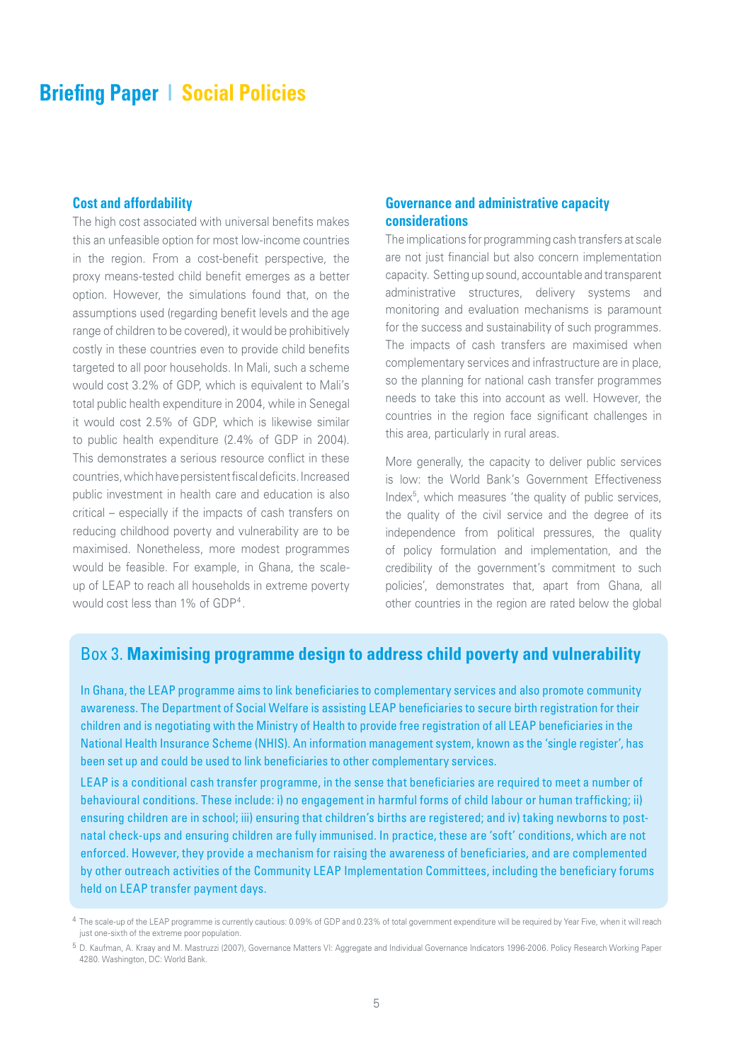### Cost and affordability

The high cost associated with universal benefits makes this an unfeasible option for most low-income countries in the region. From a cost-benefit perspective, the proxy means-tested child benefit emerges as a better option. However, the simulations found that, on the assumptions used (regarding benefit levels and the age range of children to be covered), it would be prohibitively costly in these countries even to provide child benefits targeted to all poor households. In Mali, such a scheme would cost 3.2% of GDP, which is equivalent to Mali's total public health expenditure in 2004, while in Senegal it would cost 2.5% of GDP, which is likewise similar to public health expenditure (2.4% of GDP in 2004). This demonstrates a serious resource conflict in these countries, which have persistent fiscal deficits. Increased public investment in health care and education is also critical – especially if the impacts of cash transfers on reducing childhood poverty and vulnerability are to be maximised. Nonetheless, more modest programmes would be feasible. For example, in Ghana, the scale-up of LEAP to reach all households in extreme poverty would cost less than 1% of GDP[4].

### Governance and administrative capacity considerations

The implications for programming cash transfers at scale are not just financial but also concern implementation capacity. Setting up sound, accountable and transparent administrative structures, delivery systems and monitoring and evaluation mechanisms is paramount for the success and sustainability of such programmes. The impacts of cash transfers are maximised when complementary services and infrastructure are in place, so the planning for national cash transfer programmes needs to take this into account as well. However, the countries in the region face significant challenges in this area, particularly in rural areas.

More generally, the capacity to deliver public services is low: the World Bank's Government Effectiveness Index[5], which measures 'the quality of public services, the quality of the civil service and the degree of its independence from political pressures, the quality of policy formulation and implementation, and the credibility of the government's commitment to such policies', demonstrates that, apart from Ghana, all other countries in the region are rated below the global

## Box 3. Maximising programme design to address child poverty and vulnerability

In Ghana, the LEAP programme aims to link beneficiaries to complementary services and also promote community awareness. The Department of Social Welfare is assisting LEAP beneficiaries to secure birth registration for their children and is negotiating with the Ministry of Health to provide free registration of all LEAP beneficiaries in the National Health Insurance Scheme (NHIS). An information management system, known as the 'single register', has been set up and could be used to link beneficiaries to other complementary services.

LEAP is a conditional cash transfer programme, in the sense that beneficiaries are required to meet a number of behavioural conditions. These include: i) no engagement in harmful forms of child labour or human trafficking; ii) ensuring children are in school; iii) ensuring that children's births are registered; and iv) taking newborns to post-natal check-ups and ensuring children are fully immunised. In practice, these are 'soft' conditions, which are not enforced. However, they provide a mechanism for raising the awareness of beneficiaries, and are complemented by other outreach activities of the Community LEAP Implementation Committees, including the beneficiary forums held on LEAP transfer payment days.

[4] The scale-up of the LEAP programme is currently cautious: 0.09% of GDP and 0.23% of total government expenditure will be required by Year Five, when it will reach just one-sixth of the extreme poor population.

[5] D. Kaufman, A. Kraay and M. Mastruzzi (2007), Governance Matters VI: Aggregate and Individual Governance Indicators 1996-2006. Policy Research Working Paper 4280. Washington, DC: World Bank.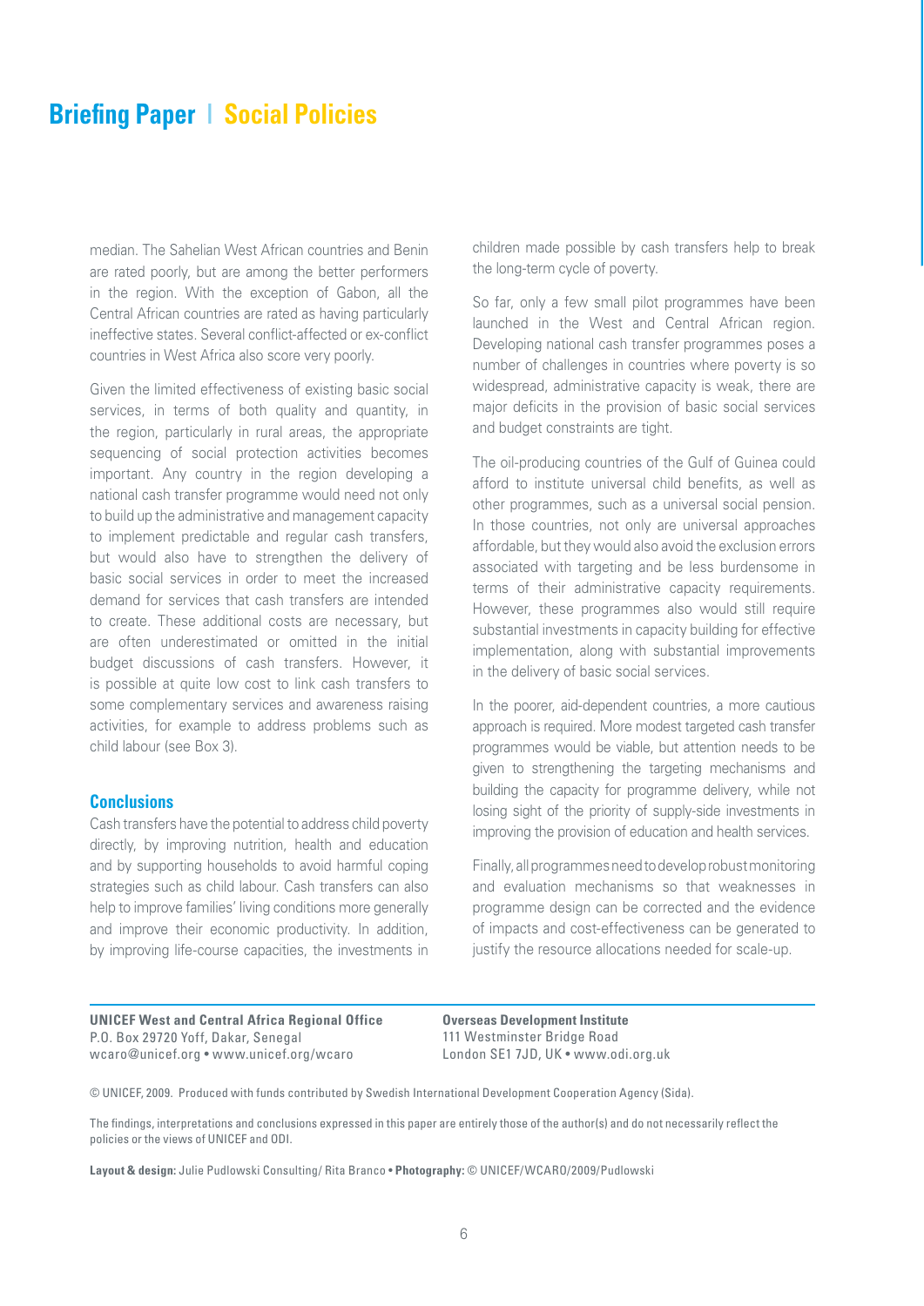median. The Sahelian West African countries and Benin are rated poorly, but are among the better performers in the region. With the exception of Gabon, all the Central African countries are rated as having particularly ineffective states. Several conflict-affected or ex-conflict countries in West Africa also score very poorly.

Given the limited effectiveness of existing basic social services, in terms of both quality and quantity, in the region, particularly in rural areas, the appropriate sequencing of social protection activities becomes important. Any country in the region developing a national cash transfer programme would need not only to build up the administrative and management capacity to implement predictable and regular cash transfers, but would also have to strengthen the delivery of basic social services in order to meet the increased demand for services that cash transfers are intended to create. These additional costs are necessary, but are often underestimated or omitted in the initial budget discussions of cash transfers. However, it is possible at quite low cost to link cash transfers to some complementary services and awareness raising activities, for example to address problems such as child labour (see Box 3).

## Conclusions

Cash transfers have the potential to address child poverty directly, by improving nutrition, health and education and by supporting households to avoid harmful coping strategies such as child labour. Cash transfers can also help to improve families' living conditions more generally and improve their economic productivity. In addition, by improving life-course capacities, the investments in children made possible by cash transfers help to break the long-term cycle of poverty.

So far, only a few small pilot programmes have been launched in the West and Central African region. Developing national cash transfer programmes poses a number of challenges in countries where poverty is so widespread, administrative capacity is weak, there are major deficits in the provision of basic social services and budget constraints are tight.

The oil-producing countries of the Gulf of Guinea could afford to institute universal child benefits, as well as other programmes, such as a universal social pension. In those countries, not only are universal approaches affordable, but they would also avoid the exclusion errors associated with targeting and be less burdensome in terms of their administrative capacity requirements. However, these programmes also would still require substantial investments in capacity building for effective implementation, along with substantial improvements in the delivery of basic social services.

In the poorer, aid-dependent countries, a more cautious approach is required. More modest targeted cash transfer programmes would be viable, but attention needs to be given to strengthening the targeting mechanisms and building the capacity for programme delivery, while not losing sight of the priority of supply-side investments in improving the provision of education and health services.

Finally, all programmes need to develop robust monitoring and evaluation mechanisms so that weaknesses in programme design can be corrected and the evidence of impacts and cost-effectiveness can be generated to justify the resource allocations needed for scale-up.

**UNICEF West and Central Africa Regional Office**
P.O. Box 29720 Yoff, Dakar, Senegal
wcaro@unicef.org • www.unicef.org/wcaro

**Overseas Development Institute**
111 Westminster Bridge Road
London SE1 7JD, UK • www.odi.org.uk

© UNICEF, 2009. Produced with funds contributed by Swedish International Development Cooperation Agency (Sida).

The findings, interpretations and conclusions expressed in this paper are entirely those of the author(s) and do not necessarily reflect the policies or the views of UNICEF and ODI.

**Layout & design:** Julie Pudlowski Consulting/ Rita Branco • **Photography:** © UNICEF/WCARO/2009/Pudlowski